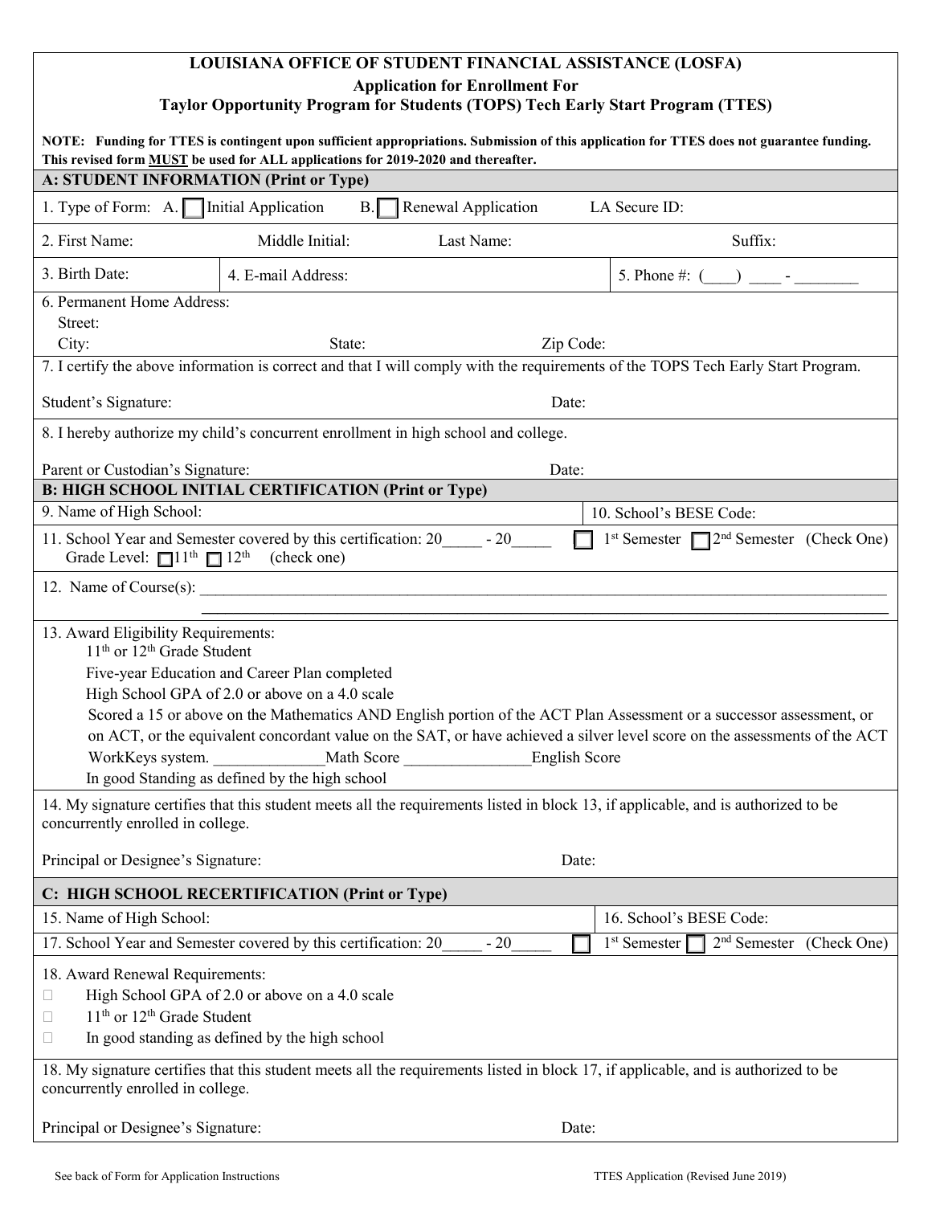# LOUISIANA OFFICE OF STUDENT FINANCIAL ASSISTANCE (LOSFA)

## Application for Enrollment For
## Taylor Opportunity Program for Students (TOPS) Tech Early Start Program (TTES)

**NOTE: Funding for TTES is contingent upon sufficient appropriations. Submission of this application for TTES does not guarantee funding. This revised form MUST be used for ALL applications for 2019-2020 and thereafter.**

### A: STUDENT INFORMATION (Print or Type)

1. Type of Form: A. ☐ Initial Application B. ☐ Renewal Application LA Secure ID:

2. First Name: Middle Initial: Last Name: Suffix:

3. Birth Date: 4. E-mail Address: 5. Phone #: (____) ____ - ________

6. Permanent Home Address:
   Street:
   City: State: Zip Code:

7. I certify the above information is correct and that I will comply with the requirements of the TOPS Tech Early Start Program.

Student's Signature: Date:

8. I hereby authorize my child's concurrent enrollment in high school and college.

Parent or Custodian's Signature: Date:

### B: HIGH SCHOOL INITIAL CERTIFICATION (Print or Type)

9. Name of High School: 10. School's BESE Code:

11. School Year and Semester covered by this certification: 20_____ - 20_____ ☐ 1st Semester ☐ 2nd Semester (Check One)
    Grade Level: ☐ 11th ☐ 12th (check one)

12. Name of Course(s): ____________________________________________________________

13. Award Eligibility Requirements:
    - 11th or 12th Grade Student
    - Five-year Education and Career Plan completed
    - High School GPA of 2.0 or above on a 4.0 scale
    - Scored a 15 or above on the Mathematics AND English portion of the ACT Plan Assessment or a successor assessment, or on ACT, or the equivalent concordant value on the SAT, or have achieved a silver level score on the assessments of the ACT WorkKeys system. ______________Math Score ________________English Score
    - In good Standing as defined by the high school

14. My signature certifies that this student meets all the requirements listed in block 13, if applicable, and is authorized to be concurrently enrolled in college.

Principal or Designee's Signature: Date:

### C: HIGH SCHOOL RECERTIFICATION (Print or Type)

15. Name of High School: 16. School's BESE Code:

17. School Year and Semester covered by this certification: 20_____ - 20_____ ☐ 1st Semester ☐ 2nd Semester (Check One)

18. Award Renewal Requirements:
    - ☐ High School GPA of 2.0 or above on a 4.0 scale
    - ☐ 11th or 12th Grade Student
    - ☐ In good standing as defined by the high school

18. My signature certifies that this student meets all the requirements listed in block 17, if applicable, and is authorized to be concurrently enrolled in college.

Principal or Designee's Signature: Date:

See back of Form for Application Instructions TTES Application (Revised June 2019)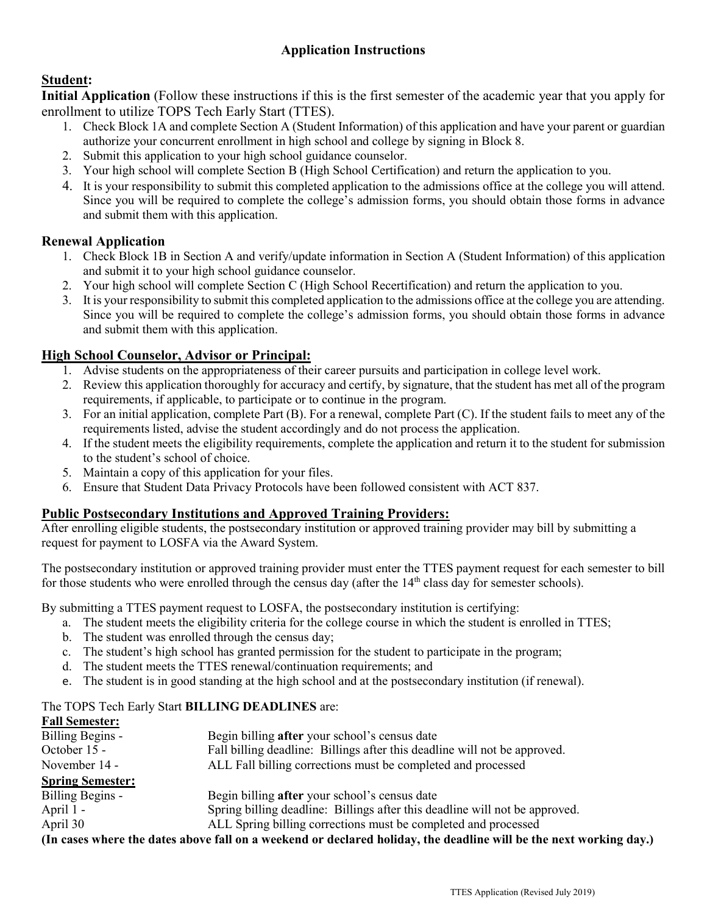## Application Instructions

### Student:

**Initial Application** (Follow these instructions if this is the first semester of the academic year that you apply for enrollment to utilize TOPS Tech Early Start (TTES).

1. Check Block 1A and complete Section A (Student Information) of this application and have your parent or guardian authorize your concurrent enrollment in high school and college by signing in Block 8.
2. Submit this application to your high school guidance counselor.
3. Your high school will complete Section B (High School Certification) and return the application to you.
4. It is your responsibility to submit this completed application to the admissions office at the college you will attend. Since you will be required to complete the college's admission forms, you should obtain those forms in advance and submit them with this application.

**Renewal Application**

1. Check Block 1B in Section A and verify/update information in Section A (Student Information) of this application and submit it to your high school guidance counselor.
2. Your high school will complete Section C (High School Recertification) and return the application to you.
3. It is your responsibility to submit this completed application to the admissions office at the college you are attending. Since you will be required to complete the college's admission forms, you should obtain those forms in advance and submit them with this application.

### High School Counselor, Advisor or Principal:

1. Advise students on the appropriateness of their career pursuits and participation in college level work.
2. Review this application thoroughly for accuracy and certify, by signature, that the student has met all of the program requirements, if applicable, to participate or to continue in the program.
3. For an initial application, complete Part (B). For a renewal, complete Part (C). If the student fails to meet any of the requirements listed, advise the student accordingly and do not process the application.
4. If the student meets the eligibility requirements, complete the application and return it to the student for submission to the student's school of choice.
5. Maintain a copy of this application for your files.
6. Ensure that Student Data Privacy Protocols have been followed consistent with ACT 837.

### Public Postsecondary Institutions and Approved Training Providers:

After enrolling eligible students, the postsecondary institution or approved training provider may bill by submitting a request for payment to LOSFA via the Award System.

The postsecondary institution or approved training provider must enter the TTES payment request for each semester to bill for those students who were enrolled through the census day (after the 14th class day for semester schools).

By submitting a TTES payment request to LOSFA, the postsecondary institution is certifying:

a. The student meets the eligibility criteria for the college course in which the student is enrolled in TTES;
b. The student was enrolled through the census day;
c. The student's high school has granted permission for the student to participate in the program;
d. The student meets the TTES renewal/continuation requirements; and
e. The student is in good standing at the high school and at the postsecondary institution (if renewal).

The TOPS Tech Early Start **BILLING DEADLINES** are:

**Fall Semester:**

| | |
|---|---|
| Billing Begins - | Begin billing **after** your school's census date |
| October 15 - | Fall billing deadline: Billings after this deadline will not be approved. |
| November 14 - | ALL Fall billing corrections must be completed and processed |

**Spring Semester:**

| | |
|---|---|
| Billing Begins - | Begin billing **after** your school's census date |
| April 1 - | Spring billing deadline: Billings after this deadline will not be approved. |
| April 30 | ALL Spring billing corrections must be completed and processed |

**(In cases where the dates above fall on a weekend or declared holiday, the deadline will be the next working day.)**

TTES Application (Revised July 2019)